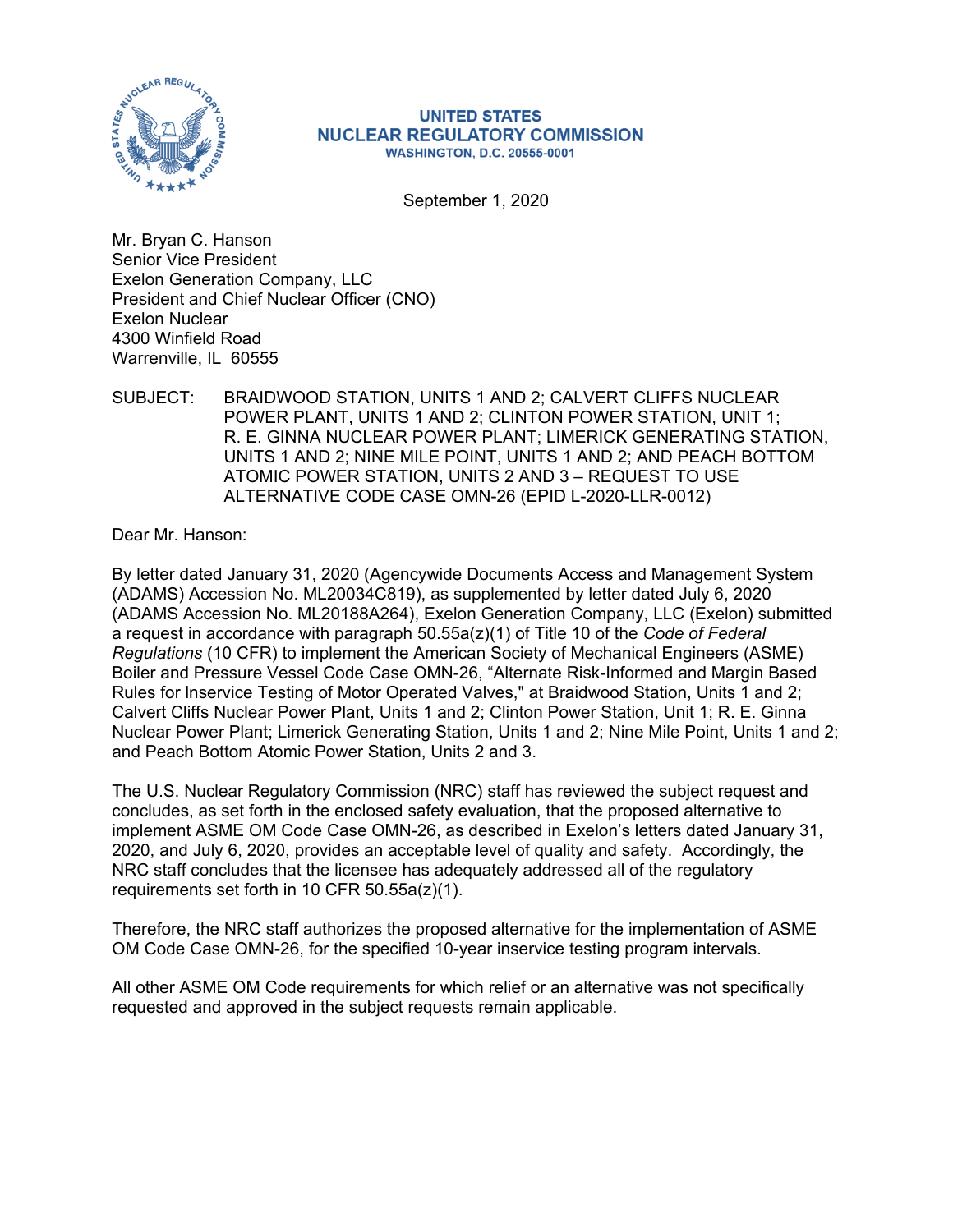UNITED STATES
NUCLEAR REGULATORY COMMISSION
WASHINGTON, D.C. 20555-0001

September 1, 2020

Mr. Bryan C. Hanson
Senior Vice President
Exelon Generation Company, LLC
President and Chief Nuclear Officer (CNO)
Exelon Nuclear
4300 Winfield Road
Warrenville, IL 60555

SUBJECT: BRAIDWOOD STATION, UNITS 1 AND 2; CALVERT CLIFFS NUCLEAR POWER PLANT, UNITS 1 AND 2; CLINTON POWER STATION, UNIT 1; R. E. GINNA NUCLEAR POWER PLANT; LIMERICK GENERATING STATION, UNITS 1 AND 2; NINE MILE POINT, UNITS 1 AND 2; AND PEACH BOTTOM ATOMIC POWER STATION, UNITS 2 AND 3 – REQUEST TO USE ALTERNATIVE CODE CASE OMN-26 (EPID L-2020-LLR-0012)

Dear Mr. Hanson:

By letter dated January 31, 2020 (Agencywide Documents Access and Management System (ADAMS) Accession No. ML20034C819), as supplemented by letter dated July 6, 2020 (ADAMS Accession No. ML20188A264), Exelon Generation Company, LLC (Exelon) submitted a request in accordance with paragraph 50.55a(z)(1) of Title 10 of the *Code of Federal Regulations* (10 CFR) to implement the American Society of Mechanical Engineers (ASME) Boiler and Pressure Vessel Code Case OMN-26, "Alternate Risk-Informed and Margin Based Rules for Inservice Testing of Motor Operated Valves," at Braidwood Station, Units 1 and 2; Calvert Cliffs Nuclear Power Plant, Units 1 and 2; Clinton Power Station, Unit 1; R. E. Ginna Nuclear Power Plant; Limerick Generating Station, Units 1 and 2; Nine Mile Point, Units 1 and 2; and Peach Bottom Atomic Power Station, Units 2 and 3.

The U.S. Nuclear Regulatory Commission (NRC) staff has reviewed the subject request and concludes, as set forth in the enclosed safety evaluation, that the proposed alternative to implement ASME OM Code Case OMN-26, as described in Exelon's letters dated January 31, 2020, and July 6, 2020, provides an acceptable level of quality and safety. Accordingly, the NRC staff concludes that the licensee has adequately addressed all of the regulatory requirements set forth in 10 CFR 50.55a(z)(1).

Therefore, the NRC staff authorizes the proposed alternative for the implementation of ASME OM Code Case OMN-26, for the specified 10-year inservice testing program intervals.

All other ASME OM Code requirements for which relief or an alternative was not specifically requested and approved in the subject requests remain applicable.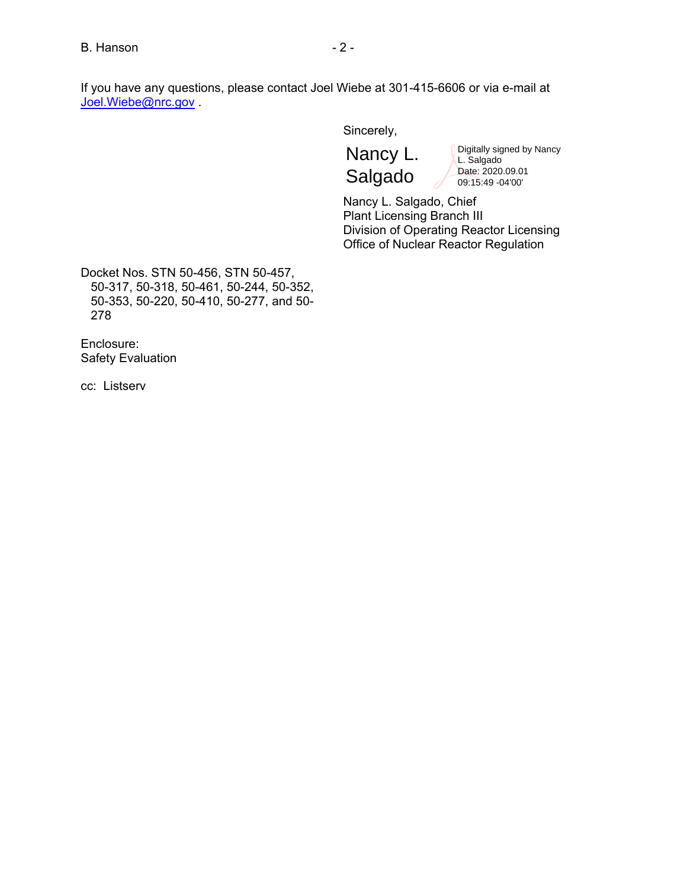If you have any questions, please contact Joel Wiebe at 301-415-6606 or via e-mail at Joel.Wiebe@nrc.gov .

Sincerely,

Nancy L. Salgado

Digitally signed by Nancy L. Salgado
Date: 2020.09.01 09:15:49 -04'00'

Nancy L. Salgado, Chief
Plant Licensing Branch III
Division of Operating Reactor Licensing
Office of Nuclear Reactor Regulation

Docket Nos. STN 50-456, STN 50-457, 50-317, 50-318, 50-461, 50-244, 50-352, 50-353, 50-220, 50-410, 50-277, and 50-278

Enclosure:
Safety Evaluation

cc: Listserv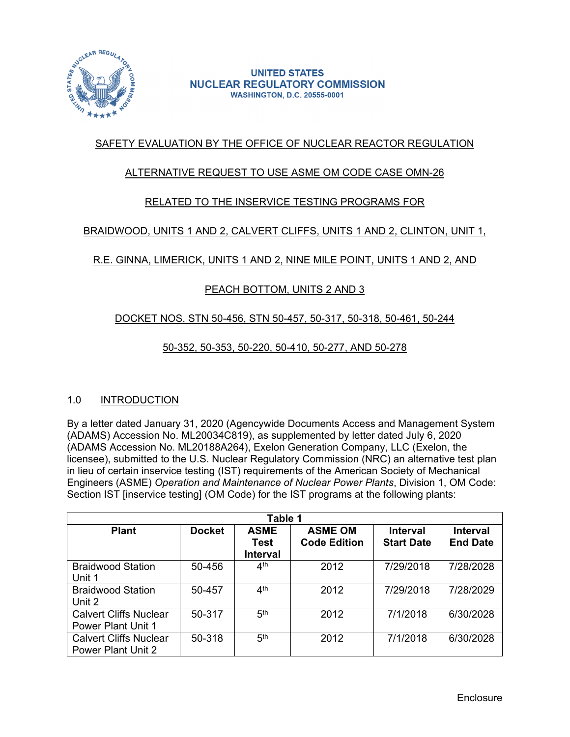UNITED STATES
NUCLEAR REGULATORY COMMISSION
WASHINGTON, D.C. 20555-0001

SAFETY EVALUATION BY THE OFFICE OF NUCLEAR REACTOR REGULATION

ALTERNATIVE REQUEST TO USE ASME OM CODE CASE OMN-26

RELATED TO THE INSERVICE TESTING PROGRAMS FOR

BRAIDWOOD, UNITS 1 AND 2, CALVERT CLIFFS, UNITS 1 AND 2, CLINTON, UNIT 1,

R.E. GINNA, LIMERICK, UNITS 1 AND 2, NINE MILE POINT, UNITS 1 AND 2, AND

PEACH BOTTOM, UNITS 2 AND 3

DOCKET NOS. STN 50-456, STN 50-457, 50-317, 50-318, 50-461, 50-244

50-352, 50-353, 50-220, 50-410, 50-277, AND 50-278

## 1.0 INTRODUCTION

By a letter dated January 31, 2020 (Agencywide Documents Access and Management System (ADAMS) Accession No. ML20034C819), as supplemented by letter dated July 6, 2020 (ADAMS Accession No. ML20188A264), Exelon Generation Company, LLC (Exelon, the licensee), submitted to the U.S. Nuclear Regulatory Commission (NRC) an alternative test plan in lieu of certain inservice testing (IST) requirements of the American Society of Mechanical Engineers (ASME) *Operation and Maintenance of Nuclear Power Plants*, Division 1, OM Code: Section IST [inservice testing] (OM Code) for the IST programs at the following plants:

**Table 1**

| Plant | Docket | ASME Test Interval | ASME OM Code Edition | Interval Start Date | Interval End Date |
|---|---|---|---|---|---|
| Braidwood Station Unit 1 | 50-456 | 4th | 2012 | 7/29/2018 | 7/28/2028 |
| Braidwood Station Unit 2 | 50-457 | 4th | 2012 | 7/29/2018 | 7/28/2029 |
| Calvert Cliffs Nuclear Power Plant Unit 1 | 50-317 | 5th | 2012 | 7/1/2018 | 6/30/2028 |
| Calvert Cliffs Nuclear Power Plant Unit 2 | 50-318 | 5th | 2012 | 7/1/2018 | 6/30/2028 |

Enclosure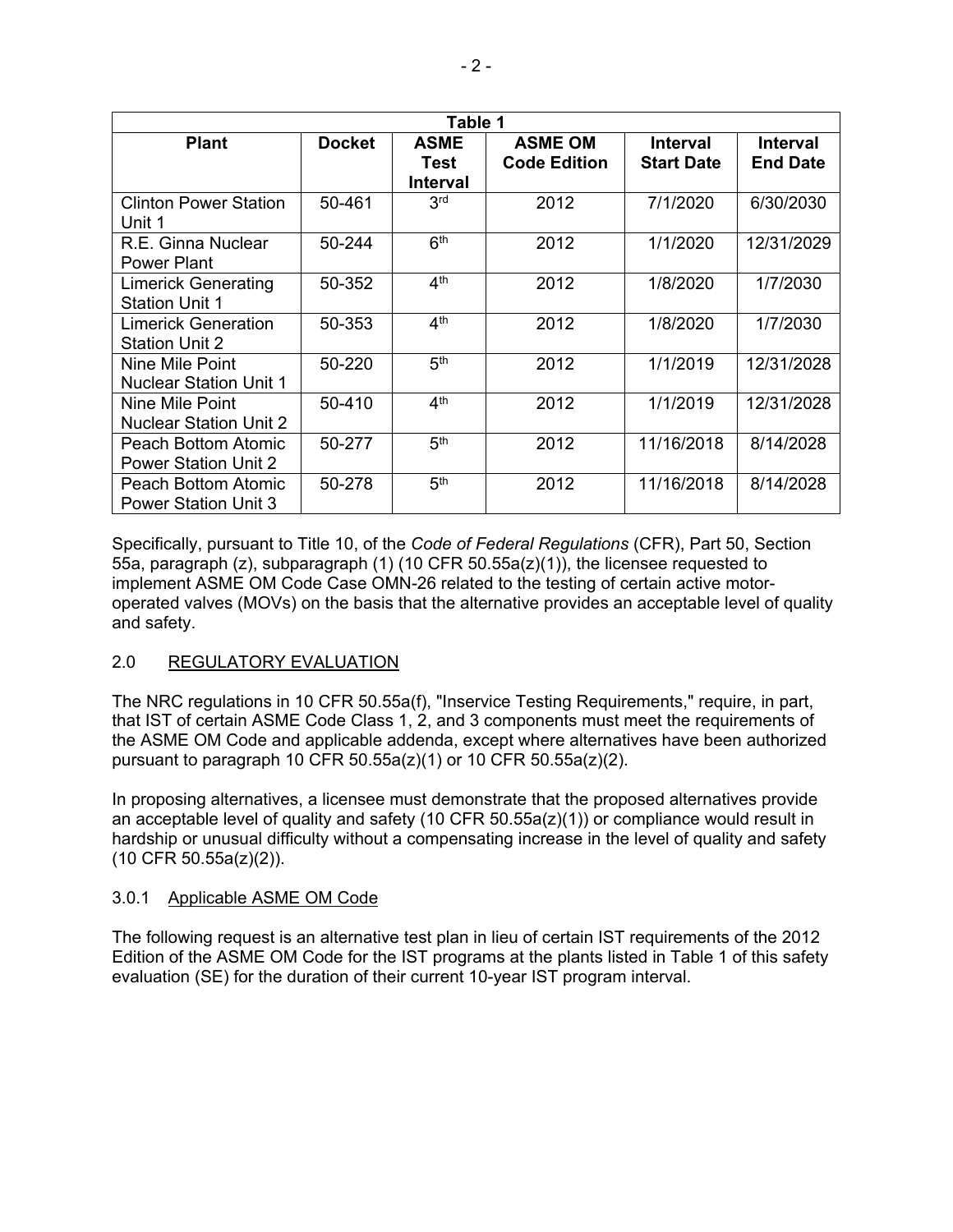| Table 1 | | | | | |
|---|---|---|---|---|---|
| **Plant** | **Docket** | **ASME Test Interval** | **ASME OM Code Edition** | **Interval Start Date** | **Interval End Date** |
| Clinton Power Station Unit 1 | 50-461 | 3rd | 2012 | 7/1/2020 | 6/30/2030 |
| R.E. Ginna Nuclear Power Plant | 50-244 | 6th | 2012 | 1/1/2020 | 12/31/2029 |
| Limerick Generating Station Unit 1 | 50-352 | 4th | 2012 | 1/8/2020 | 1/7/2030 |
| Limerick Generation Station Unit 2 | 50-353 | 4th | 2012 | 1/8/2020 | 1/7/2030 |
| Nine Mile Point Nuclear Station Unit 1 | 50-220 | 5th | 2012 | 1/1/2019 | 12/31/2028 |
| Nine Mile Point Nuclear Station Unit 2 | 50-410 | 4th | 2012 | 1/1/2019 | 12/31/2028 |
| Peach Bottom Atomic Power Station Unit 2 | 50-277 | 5th | 2012 | 11/16/2018 | 8/14/2028 |
| Peach Bottom Atomic Power Station Unit 3 | 50-278 | 5th | 2012 | 11/16/2018 | 8/14/2028 |

Specifically, pursuant to Title 10, of the *Code of Federal Regulations* (CFR), Part 50, Section 55a, paragraph (z), subparagraph (1) (10 CFR 50.55a(z)(1)), the licensee requested to implement ASME OM Code Case OMN-26 related to the testing of certain active motor-operated valves (MOVs) on the basis that the alternative provides an acceptable level of quality and safety.

## 2.0 REGULATORY EVALUATION

The NRC regulations in 10 CFR 50.55a(f), "Inservice Testing Requirements," require, in part, that IST of certain ASME Code Class 1, 2, and 3 components must meet the requirements of the ASME OM Code and applicable addenda, except where alternatives have been authorized pursuant to paragraph 10 CFR 50.55a(z)(1) or 10 CFR 50.55a(z)(2).

In proposing alternatives, a licensee must demonstrate that the proposed alternatives provide an acceptable level of quality and safety (10 CFR 50.55a(z)(1)) or compliance would result in hardship or unusual difficulty without a compensating increase in the level of quality and safety (10 CFR 50.55a(z)(2)).

### 3.0.1 Applicable ASME OM Code

The following request is an alternative test plan in lieu of certain IST requirements of the 2012 Edition of the ASME OM Code for the IST programs at the plants listed in Table 1 of this safety evaluation (SE) for the duration of their current 10-year IST program interval.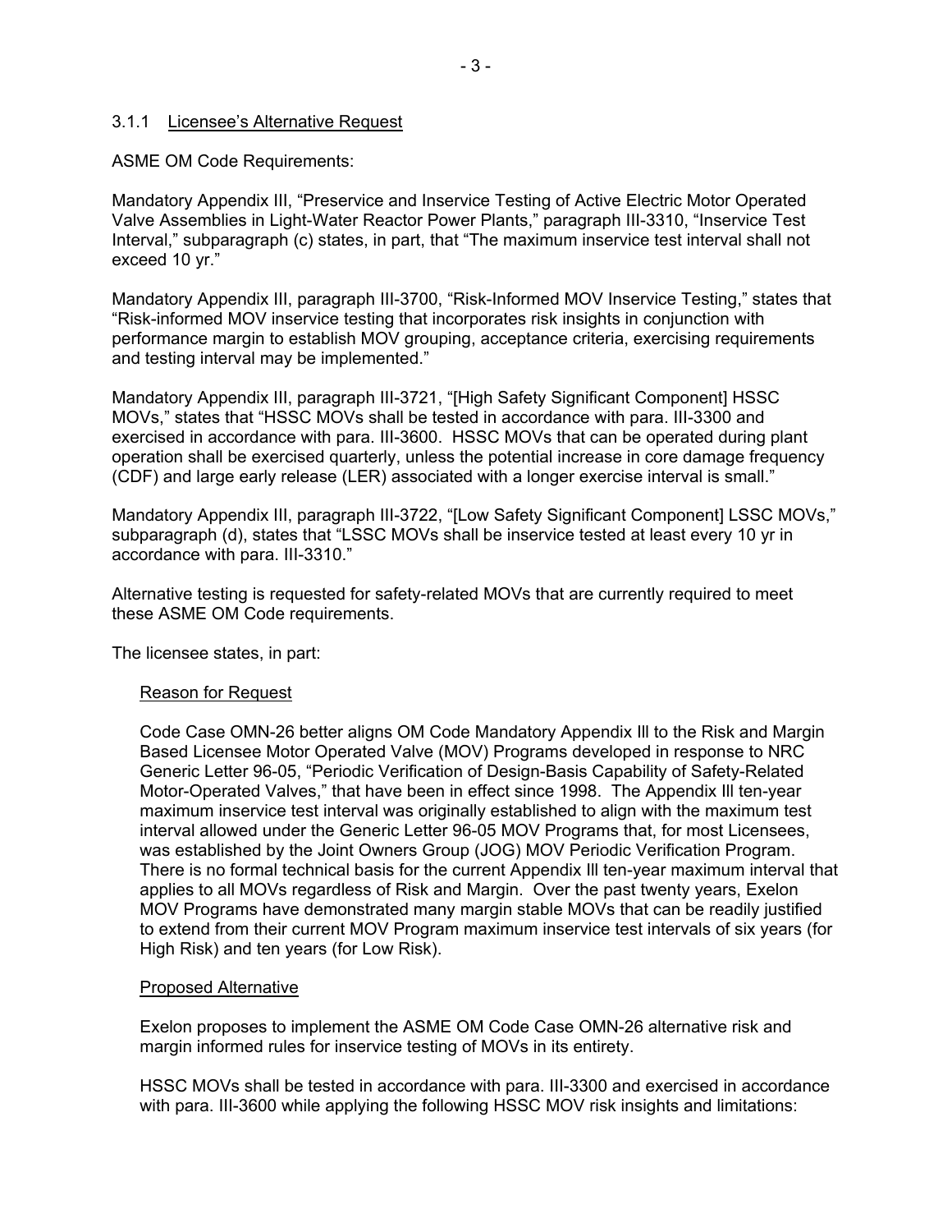### 3.1.1 Licensee's Alternative Request

ASME OM Code Requirements:

Mandatory Appendix III, "Preservice and Inservice Testing of Active Electric Motor Operated Valve Assemblies in Light-Water Reactor Power Plants," paragraph III-3310, "Inservice Test Interval," subparagraph (c) states, in part, that "The maximum inservice test interval shall not exceed 10 yr."

Mandatory Appendix III, paragraph III-3700, "Risk-Informed MOV Inservice Testing," states that "Risk-informed MOV inservice testing that incorporates risk insights in conjunction with performance margin to establish MOV grouping, acceptance criteria, exercising requirements and testing interval may be implemented."

Mandatory Appendix III, paragraph III-3721, "[High Safety Significant Component] HSSC MOVs," states that "HSSC MOVs shall be tested in accordance with para. III-3300 and exercised in accordance with para. III-3600. HSSC MOVs that can be operated during plant operation shall be exercised quarterly, unless the potential increase in core damage frequency (CDF) and large early release (LER) associated with a longer exercise interval is small."

Mandatory Appendix III, paragraph III-3722, "[Low Safety Significant Component] LSSC MOVs," subparagraph (d), states that "LSSC MOVs shall be inservice tested at least every 10 yr in accordance with para. III-3310."

Alternative testing is requested for safety-related MOVs that are currently required to meet these ASME OM Code requirements.

The licensee states, in part:

> Reason for Request
>
> Code Case OMN-26 better aligns OM Code Mandatory Appendix III to the Risk and Margin Based Licensee Motor Operated Valve (MOV) Programs developed in response to NRC Generic Letter 96-05, "Periodic Verification of Design-Basis Capability of Safety-Related Motor-Operated Valves," that have been in effect since 1998. The Appendix III ten-year maximum inservice test interval was originally established to align with the maximum test interval allowed under the Generic Letter 96-05 MOV Programs that, for most Licensees, was established by the Joint Owners Group (JOG) MOV Periodic Verification Program. There is no formal technical basis for the current Appendix III ten-year maximum interval that applies to all MOVs regardless of Risk and Margin. Over the past twenty years, Exelon MOV Programs have demonstrated many margin stable MOVs that can be readily justified to extend from their current MOV Program maximum inservice test intervals of six years (for High Risk) and ten years (for Low Risk).
>
> Proposed Alternative
>
> Exelon proposes to implement the ASME OM Code Case OMN-26 alternative risk and margin informed rules for inservice testing of MOVs in its entirety.
>
> HSSC MOVs shall be tested in accordance with para. III-3300 and exercised in accordance with para. III-3600 while applying the following HSSC MOV risk insights and limitations: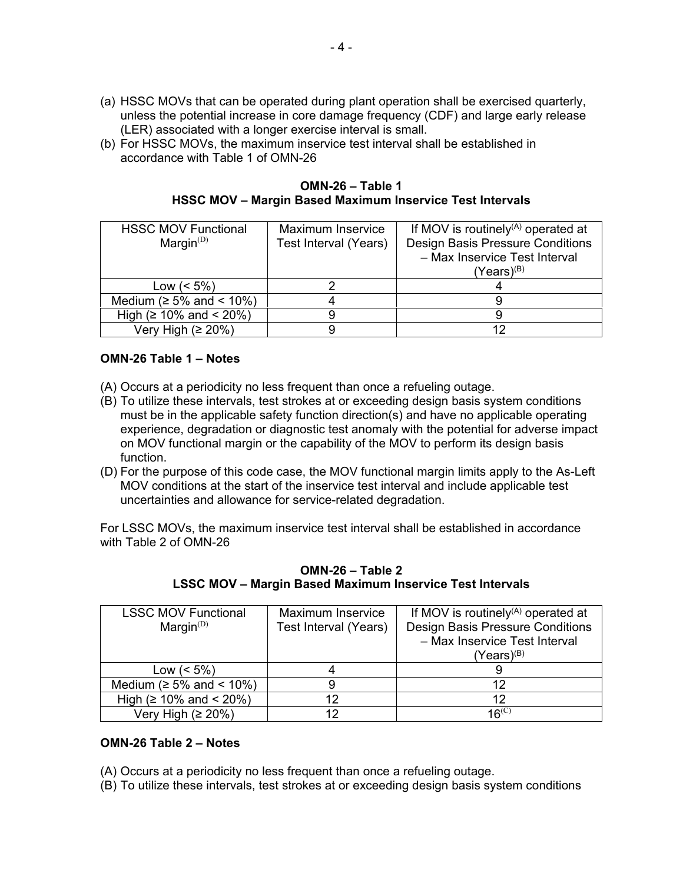(a) HSSC MOVs that can be operated during plant operation shall be exercised quarterly, unless the potential increase in core damage frequency (CDF) and large early release (LER) associated with a longer exercise interval is small.

(b) For HSSC MOVs, the maximum inservice test interval shall be established in accordance with Table 1 of OMN-26

**OMN-26 – Table 1**
**HSSC MOV – Margin Based Maximum Inservice Test Intervals**

| HSSC MOV Functional Margin(D) | Maximum Inservice Test Interval (Years) | If MOV is routinely(A) operated at Design Basis Pressure Conditions – Max Inservice Test Interval (Years)(B) |
|---|---|---|
| Low (< 5%) | 2 | 4 |
| Medium (≥ 5% and < 10%) | 4 | 9 |
| High (≥ 10% and < 20%) | 9 | 9 |
| Very High (≥ 20%) | 9 | 12 |

**OMN-26 Table 1 – Notes**

(A) Occurs at a periodicity no less frequent than once a refueling outage.

(B) To utilize these intervals, test strokes at or exceeding design basis system conditions must be in the applicable safety function direction(s) and have no applicable operating experience, degradation or diagnostic test anomaly with the potential for adverse impact on MOV functional margin or the capability of the MOV to perform its design basis function.

(D) For the purpose of this code case, the MOV functional margin limits apply to the As-Left MOV conditions at the start of the inservice test interval and include applicable test uncertainties and allowance for service-related degradation.

For LSSC MOVs, the maximum inservice test interval shall be established in accordance with Table 2 of OMN-26

**OMN-26 – Table 2**
**LSSC MOV – Margin Based Maximum Inservice Test Intervals**

| LSSC MOV Functional Margin(D) | Maximum Inservice Test Interval (Years) | If MOV is routinely(A) operated at Design Basis Pressure Conditions – Max Inservice Test Interval (Years)(B) |
|---|---|---|
| Low (< 5%) | 4 | 9 |
| Medium (≥ 5% and < 10%) | 9 | 12 |
| High (≥ 10% and < 20%) | 12 | 12 |
| Very High (≥ 20%) | 12 | 16(C) |

**OMN-26 Table 2 – Notes**

(A) Occurs at a periodicity no less frequent than once a refueling outage.

(B) To utilize these intervals, test strokes at or exceeding design basis system conditions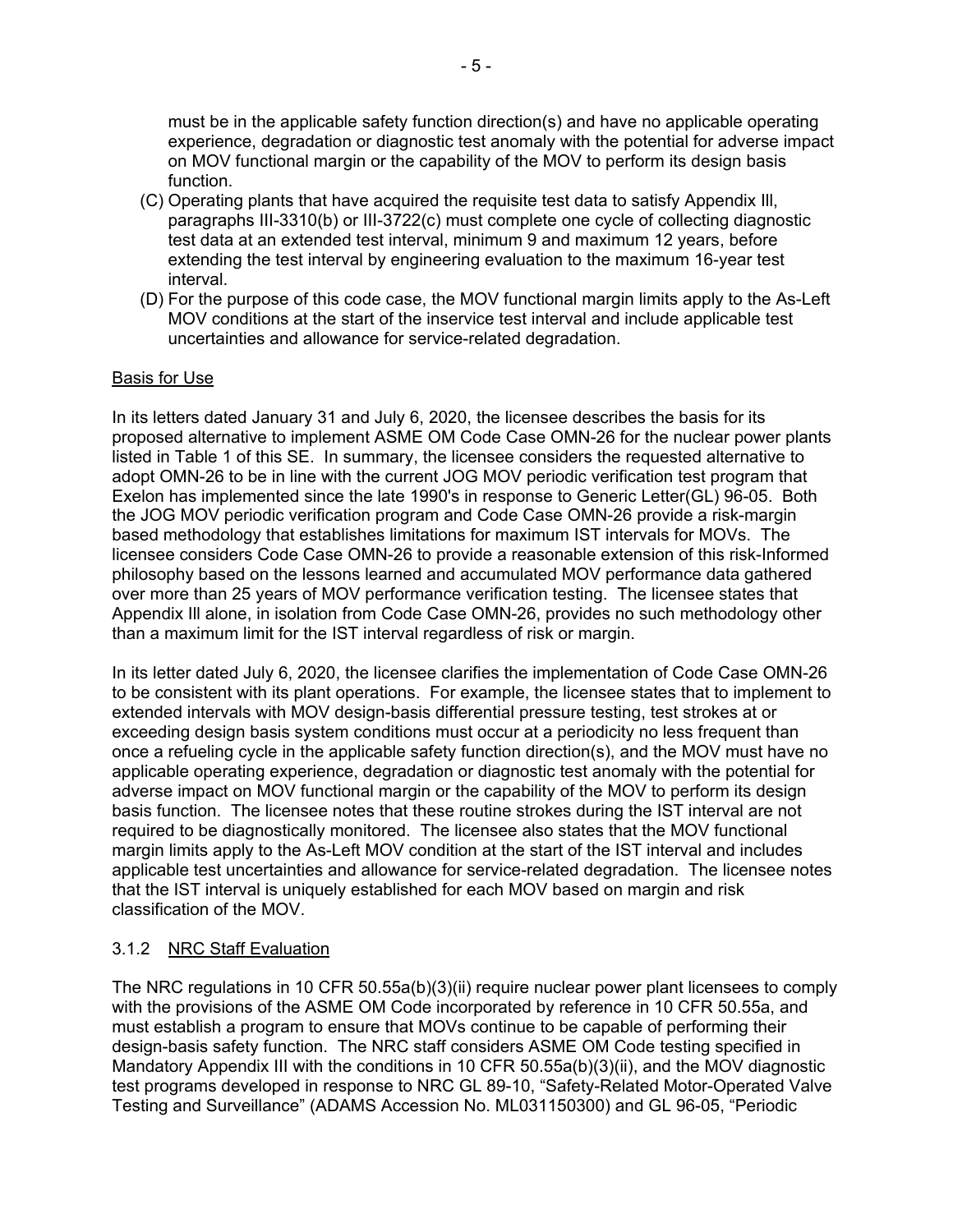must be in the applicable safety function direction(s) and have no applicable operating experience, degradation or diagnostic test anomaly with the potential for adverse impact on MOV functional margin or the capability of the MOV to perform its design basis function.

(C) Operating plants that have acquired the requisite test data to satisfy Appendix III, paragraphs III-3310(b) or III-3722(c) must complete one cycle of collecting diagnostic test data at an extended test interval, minimum 9 and maximum 12 years, before extending the test interval by engineering evaluation to the maximum 16-year test interval.

(D) For the purpose of this code case, the MOV functional margin limits apply to the As-Left MOV conditions at the start of the inservice test interval and include applicable test uncertainties and allowance for service-related degradation.

Basis for Use

In its letters dated January 31 and July 6, 2020, the licensee describes the basis for its proposed alternative to implement ASME OM Code Case OMN-26 for the nuclear power plants listed in Table 1 of this SE. In summary, the licensee considers the requested alternative to adopt OMN-26 to be in line with the current JOG MOV periodic verification test program that Exelon has implemented since the late 1990's in response to Generic Letter(GL) 96-05. Both the JOG MOV periodic verification program and Code Case OMN-26 provide a risk-margin based methodology that establishes limitations for maximum IST intervals for MOVs. The licensee considers Code Case OMN-26 to provide a reasonable extension of this risk-Informed philosophy based on the lessons learned and accumulated MOV performance data gathered over more than 25 years of MOV performance verification testing. The licensee states that Appendix III alone, in isolation from Code Case OMN-26, provides no such methodology other than a maximum limit for the IST interval regardless of risk or margin.

In its letter dated July 6, 2020, the licensee clarifies the implementation of Code Case OMN-26 to be consistent with its plant operations. For example, the licensee states that to implement to extended intervals with MOV design-basis differential pressure testing, test strokes at or exceeding design basis system conditions must occur at a periodicity no less frequent than once a refueling cycle in the applicable safety function direction(s), and the MOV must have no applicable operating experience, degradation or diagnostic test anomaly with the potential for adverse impact on MOV functional margin or the capability of the MOV to perform its design basis function. The licensee notes that these routine strokes during the IST interval are not required to be diagnostically monitored. The licensee also states that the MOV functional margin limits apply to the As-Left MOV condition at the start of the IST interval and includes applicable test uncertainties and allowance for service-related degradation. The licensee notes that the IST interval is uniquely established for each MOV based on margin and risk classification of the MOV.

### 3.1.2 NRC Staff Evaluation

The NRC regulations in 10 CFR 50.55a(b)(3)(ii) require nuclear power plant licensees to comply with the provisions of the ASME OM Code incorporated by reference in 10 CFR 50.55a, and must establish a program to ensure that MOVs continue to be capable of performing their design-basis safety function. The NRC staff considers ASME OM Code testing specified in Mandatory Appendix III with the conditions in 10 CFR 50.55a(b)(3)(ii), and the MOV diagnostic test programs developed in response to NRC GL 89-10, "Safety-Related Motor-Operated Valve Testing and Surveillance" (ADAMS Accession No. ML031150300) and GL 96-05, "Periodic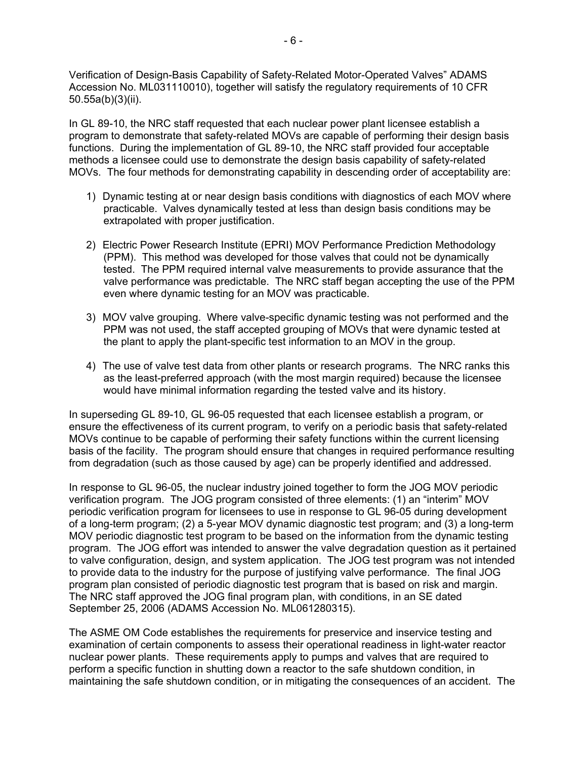Verification of Design-Basis Capability of Safety-Related Motor-Operated Valves" ADAMS Accession No. ML031110010), together will satisfy the regulatory requirements of 10 CFR 50.55a(b)(3)(ii).

In GL 89-10, the NRC staff requested that each nuclear power plant licensee establish a program to demonstrate that safety-related MOVs are capable of performing their design basis functions. During the implementation of GL 89-10, the NRC staff provided four acceptable methods a licensee could use to demonstrate the design basis capability of safety-related MOVs. The four methods for demonstrating capability in descending order of acceptability are:

1) Dynamic testing at or near design basis conditions with diagnostics of each MOV where practicable. Valves dynamically tested at less than design basis conditions may be extrapolated with proper justification.

2) Electric Power Research Institute (EPRI) MOV Performance Prediction Methodology (PPM). This method was developed for those valves that could not be dynamically tested. The PPM required internal valve measurements to provide assurance that the valve performance was predictable. The NRC staff began accepting the use of the PPM even where dynamic testing for an MOV was practicable.

3) MOV valve grouping. Where valve-specific dynamic testing was not performed and the PPM was not used, the staff accepted grouping of MOVs that were dynamic tested at the plant to apply the plant-specific test information to an MOV in the group.

4) The use of valve test data from other plants or research programs. The NRC ranks this as the least-preferred approach (with the most margin required) because the licensee would have minimal information regarding the tested valve and its history.

In superseding GL 89-10, GL 96-05 requested that each licensee establish a program, or ensure the effectiveness of its current program, to verify on a periodic basis that safety-related MOVs continue to be capable of performing their safety functions within the current licensing basis of the facility. The program should ensure that changes in required performance resulting from degradation (such as those caused by age) can be properly identified and addressed.

In response to GL 96-05, the nuclear industry joined together to form the JOG MOV periodic verification program. The JOG program consisted of three elements: (1) an "interim" MOV periodic verification program for licensees to use in response to GL 96-05 during development of a long-term program; (2) a 5-year MOV dynamic diagnostic test program; and (3) a long-term MOV periodic diagnostic test program to be based on the information from the dynamic testing program. The JOG effort was intended to answer the valve degradation question as it pertained to valve configuration, design, and system application. The JOG test program was not intended to provide data to the industry for the purpose of justifying valve performance. The final JOG program plan consisted of periodic diagnostic test program that is based on risk and margin. The NRC staff approved the JOG final program plan, with conditions, in an SE dated September 25, 2006 (ADAMS Accession No. ML061280315).

The ASME OM Code establishes the requirements for preservice and inservice testing and examination of certain components to assess their operational readiness in light-water reactor nuclear power plants. These requirements apply to pumps and valves that are required to perform a specific function in shutting down a reactor to the safe shutdown condition, in maintaining the safe shutdown condition, or in mitigating the consequences of an accident. The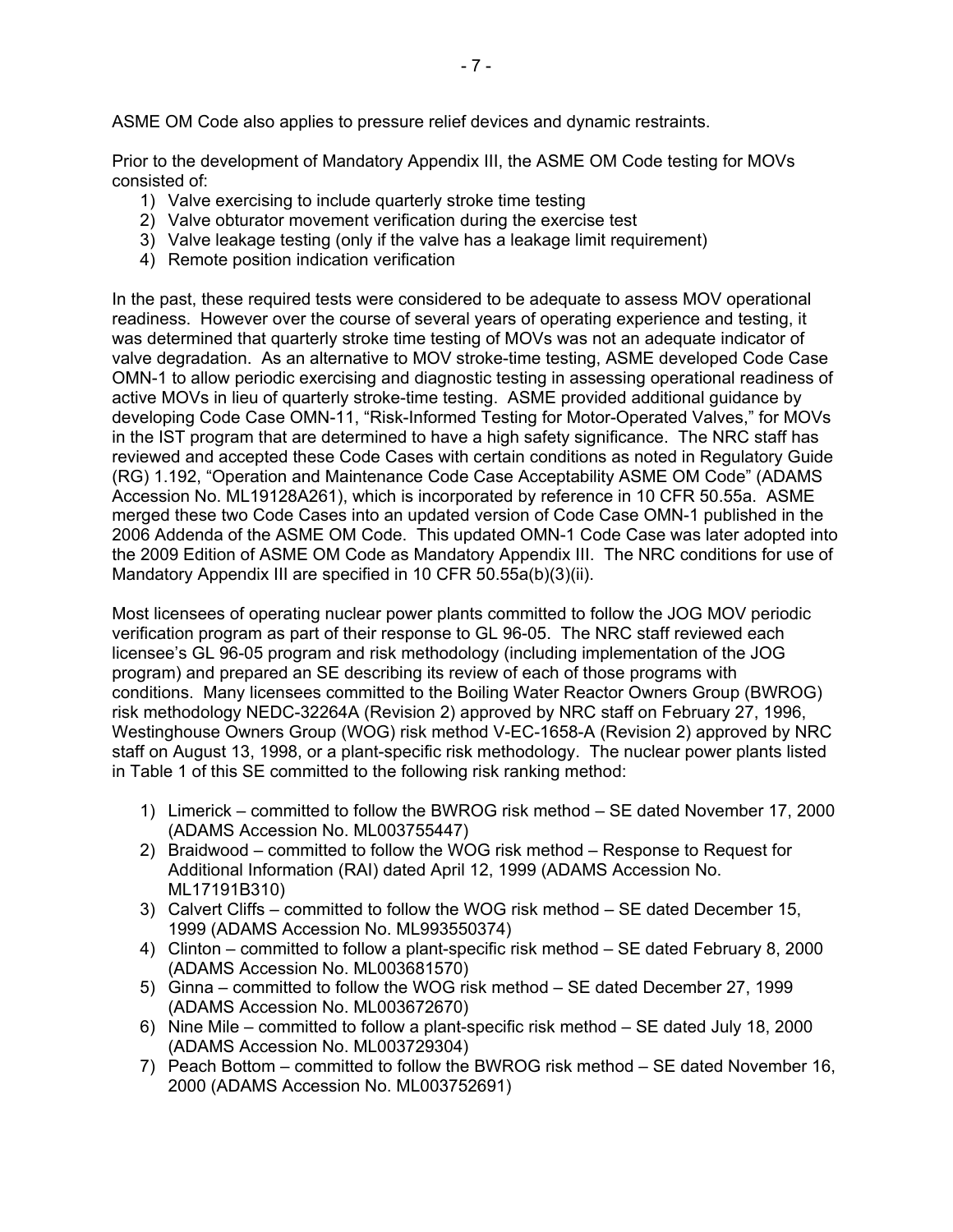ASME OM Code also applies to pressure relief devices and dynamic restraints.

Prior to the development of Mandatory Appendix III, the ASME OM Code testing for MOVs consisted of:

1) Valve exercising to include quarterly stroke time testing
2) Valve obturator movement verification during the exercise test
3) Valve leakage testing (only if the valve has a leakage limit requirement)
4) Remote position indication verification

In the past, these required tests were considered to be adequate to assess MOV operational readiness. However over the course of several years of operating experience and testing, it was determined that quarterly stroke time testing of MOVs was not an adequate indicator of valve degradation. As an alternative to MOV stroke-time testing, ASME developed Code Case OMN-1 to allow periodic exercising and diagnostic testing in assessing operational readiness of active MOVs in lieu of quarterly stroke-time testing. ASME provided additional guidance by developing Code Case OMN-11, "Risk-Informed Testing for Motor-Operated Valves," for MOVs in the IST program that are determined to have a high safety significance. The NRC staff has reviewed and accepted these Code Cases with certain conditions as noted in Regulatory Guide (RG) 1.192, "Operation and Maintenance Code Case Acceptability ASME OM Code" (ADAMS Accession No. ML19128A261), which is incorporated by reference in 10 CFR 50.55a. ASME merged these two Code Cases into an updated version of Code Case OMN-1 published in the 2006 Addenda of the ASME OM Code. This updated OMN-1 Code Case was later adopted into the 2009 Edition of ASME OM Code as Mandatory Appendix III. The NRC conditions for use of Mandatory Appendix III are specified in 10 CFR 50.55a(b)(3)(ii).

Most licensees of operating nuclear power plants committed to follow the JOG MOV periodic verification program as part of their response to GL 96-05. The NRC staff reviewed each licensee's GL 96-05 program and risk methodology (including implementation of the JOG program) and prepared an SE describing its review of each of those programs with conditions. Many licensees committed to the Boiling Water Reactor Owners Group (BWROG) risk methodology NEDC-32264A (Revision 2) approved by NRC staff on February 27, 1996, Westinghouse Owners Group (WOG) risk method V-EC-1658-A (Revision 2) approved by NRC staff on August 13, 1998, or a plant-specific risk methodology. The nuclear power plants listed in Table 1 of this SE committed to the following risk ranking method:

1) Limerick – committed to follow the BWROG risk method – SE dated November 17, 2000 (ADAMS Accession No. ML003755447)
2) Braidwood – committed to follow the WOG risk method – Response to Request for Additional Information (RAI) dated April 12, 1999 (ADAMS Accession No. ML17191B310)
3) Calvert Cliffs – committed to follow the WOG risk method – SE dated December 15, 1999 (ADAMS Accession No. ML993550374)
4) Clinton – committed to follow a plant-specific risk method – SE dated February 8, 2000 (ADAMS Accession No. ML003681570)
5) Ginna – committed to follow the WOG risk method – SE dated December 27, 1999 (ADAMS Accession No. ML003672670)
6) Nine Mile – committed to follow a plant-specific risk method – SE dated July 18, 2000 (ADAMS Accession No. ML003729304)
7) Peach Bottom – committed to follow the BWROG risk method – SE dated November 16, 2000 (ADAMS Accession No. ML003752691)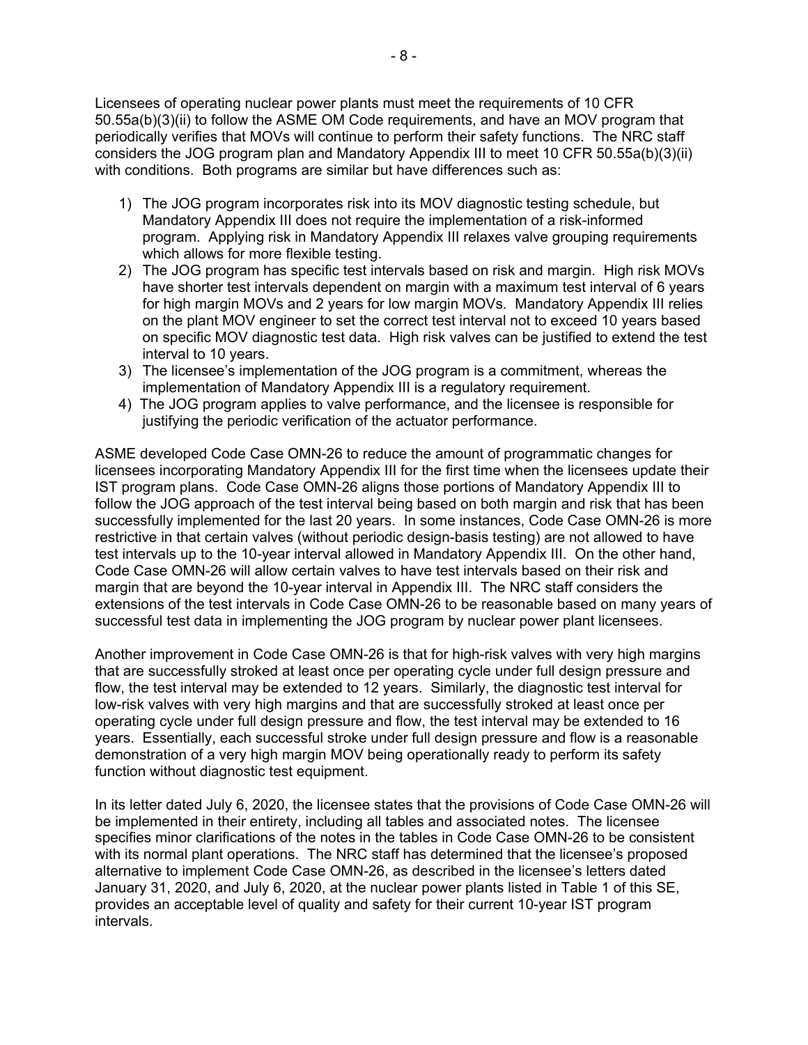Licensees of operating nuclear power plants must meet the requirements of 10 CFR 50.55a(b)(3)(ii) to follow the ASME OM Code requirements, and have an MOV program that periodically verifies that MOVs will continue to perform their safety functions. The NRC staff considers the JOG program plan and Mandatory Appendix III to meet 10 CFR 50.55a(b)(3)(ii) with conditions. Both programs are similar but have differences such as:

1) The JOG program incorporates risk into its MOV diagnostic testing schedule, but Mandatory Appendix III does not require the implementation of a risk-informed program. Applying risk in Mandatory Appendix III relaxes valve grouping requirements which allows for more flexible testing.
2) The JOG program has specific test intervals based on risk and margin. High risk MOVs have shorter test intervals dependent on margin with a maximum test interval of 6 years for high margin MOVs and 2 years for low margin MOVs. Mandatory Appendix III relies on the plant MOV engineer to set the correct test interval not to exceed 10 years based on specific MOV diagnostic test data. High risk valves can be justified to extend the test interval to 10 years.
3) The licensee's implementation of the JOG program is a commitment, whereas the implementation of Mandatory Appendix III is a regulatory requirement.
4) The JOG program applies to valve performance, and the licensee is responsible for justifying the periodic verification of the actuator performance.

ASME developed Code Case OMN-26 to reduce the amount of programmatic changes for licensees incorporating Mandatory Appendix III for the first time when the licensees update their IST program plans. Code Case OMN-26 aligns those portions of Mandatory Appendix III to follow the JOG approach of the test interval being based on both margin and risk that has been successfully implemented for the last 20 years. In some instances, Code Case OMN-26 is more restrictive in that certain valves (without periodic design-basis testing) are not allowed to have test intervals up to the 10-year interval allowed in Mandatory Appendix III. On the other hand, Code Case OMN-26 will allow certain valves to have test intervals based on their risk and margin that are beyond the 10-year interval in Appendix III. The NRC staff considers the extensions of the test intervals in Code Case OMN-26 to be reasonable based on many years of successful test data in implementing the JOG program by nuclear power plant licensees.

Another improvement in Code Case OMN-26 is that for high-risk valves with very high margins that are successfully stroked at least once per operating cycle under full design pressure and flow, the test interval may be extended to 12 years. Similarly, the diagnostic test interval for low-risk valves with very high margins and that are successfully stroked at least once per operating cycle under full design pressure and flow, the test interval may be extended to 16 years. Essentially, each successful stroke under full design pressure and flow is a reasonable demonstration of a very high margin MOV being operationally ready to perform its safety function without diagnostic test equipment.

In its letter dated July 6, 2020, the licensee states that the provisions of Code Case OMN-26 will be implemented in their entirety, including all tables and associated notes. The licensee specifies minor clarifications of the notes in the tables in Code Case OMN-26 to be consistent with its normal plant operations. The NRC staff has determined that the licensee's proposed alternative to implement Code Case OMN-26, as described in the licensee's letters dated January 31, 2020, and July 6, 2020, at the nuclear power plants listed in Table 1 of this SE, provides an acceptable level of quality and safety for their current 10-year IST program intervals.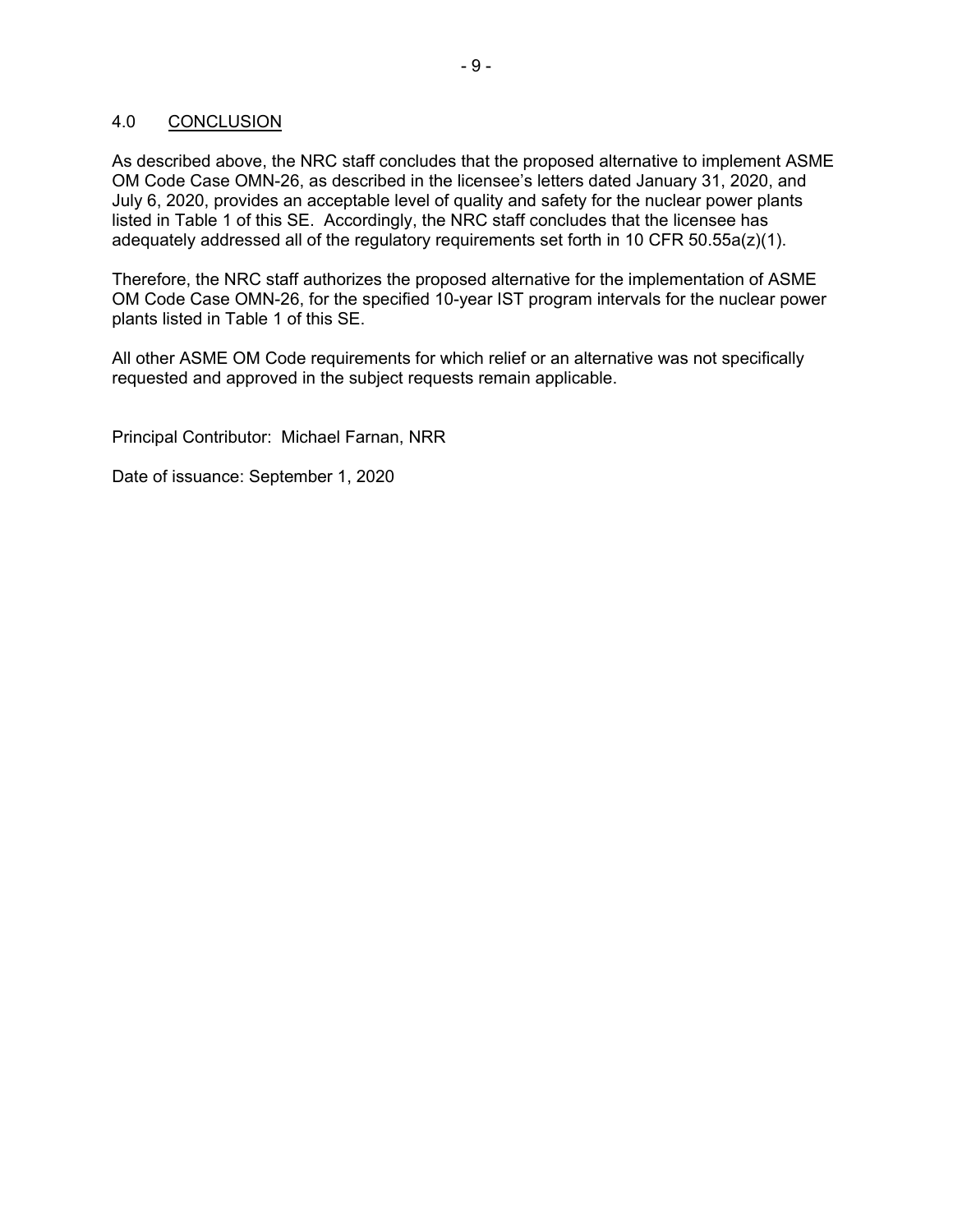## 4.0 CONCLUSION

As described above, the NRC staff concludes that the proposed alternative to implement ASME OM Code Case OMN-26, as described in the licensee's letters dated January 31, 2020, and July 6, 2020, provides an acceptable level of quality and safety for the nuclear power plants listed in Table 1 of this SE. Accordingly, the NRC staff concludes that the licensee has adequately addressed all of the regulatory requirements set forth in 10 CFR 50.55a(z)(1).

Therefore, the NRC staff authorizes the proposed alternative for the implementation of ASME OM Code Case OMN-26, for the specified 10-year IST program intervals for the nuclear power plants listed in Table 1 of this SE.

All other ASME OM Code requirements for which relief or an alternative was not specifically requested and approved in the subject requests remain applicable.

Principal Contributor: Michael Farnan, NRR

Date of issuance: September 1, 2020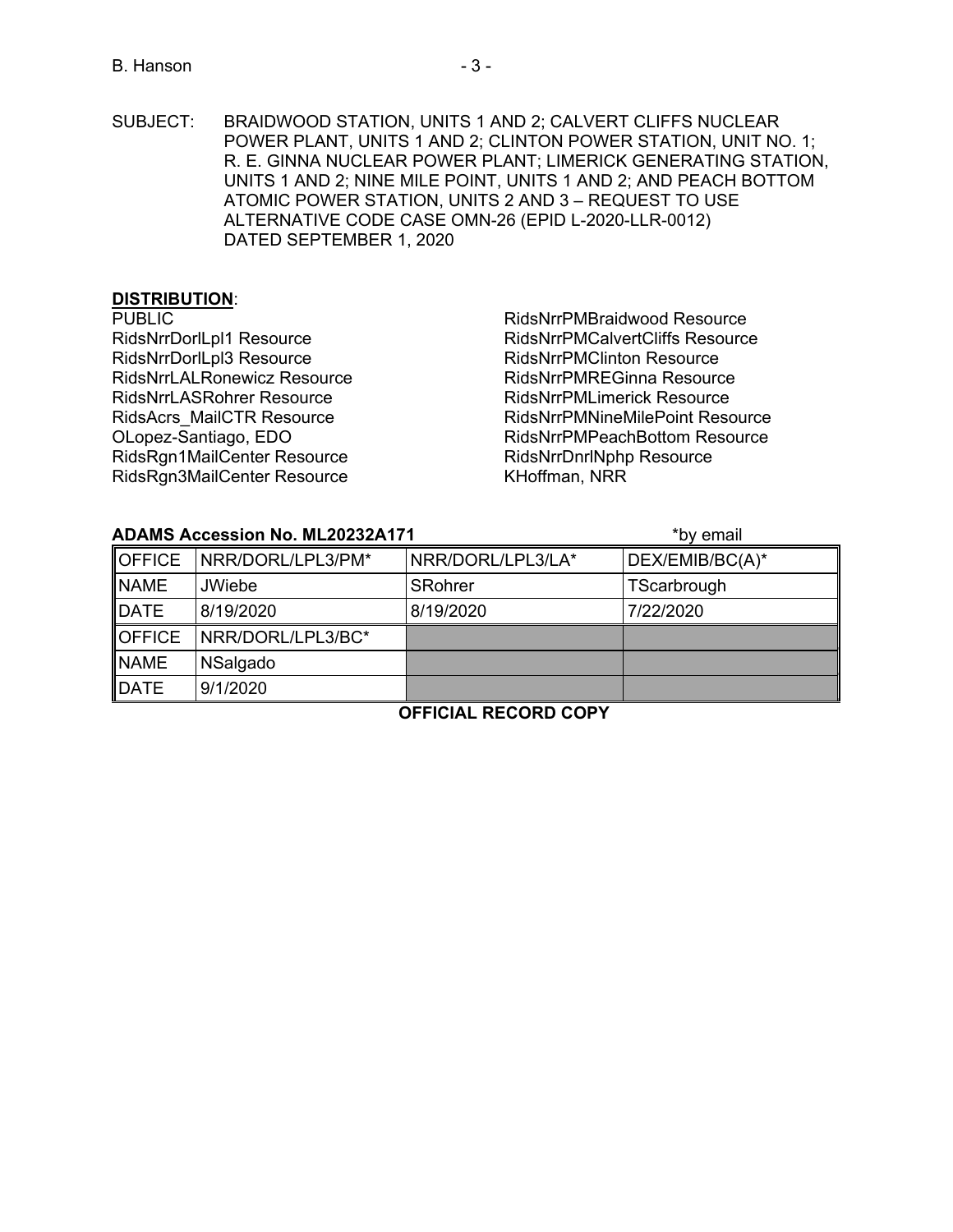SUBJECT: BRAIDWOOD STATION, UNITS 1 AND 2; CALVERT CLIFFS NUCLEAR POWER PLANT, UNITS 1 AND 2; CLINTON POWER STATION, UNIT NO. 1; R. E. GINNA NUCLEAR POWER PLANT; LIMERICK GENERATING STATION, UNITS 1 AND 2; NINE MILE POINT, UNITS 1 AND 2; AND PEACH BOTTOM ATOMIC POWER STATION, UNITS 2 AND 3 – REQUEST TO USE ALTERNATIVE CODE CASE OMN-26 (EPID L-2020-LLR-0012) DATED SEPTEMBER 1, 2020

**DISTRIBUTION**:

PUBLIC
RidsNrrDorlLpl1 Resource
RidsNrrDorlLpl3 Resource
RidsNrrLALRonewicz Resource
RidsNrrLASRohrer Resource
RidsAcrs_MailCTR Resource
OLopez-Santiago, EDO
RidsRgn1MailCenter Resource
RidsRgn3MailCenter Resource
RidsNrrPMBraidwood Resource
RidsNrrPMCalvertCliffs Resource
RidsNrrPMClinton Resource
RidsNrrPMREGinna Resource
RidsNrrPMLimerick Resource
RidsNrrPMNineMilePoint Resource
RidsNrrPMPeachBottom Resource
RidsNrrDnrlNphp Resource
KHoffman, NRR

**ADAMS Accession No. ML20232A171** *by email

| OFFICE | NRR/DORL/LPL3/PM* | NRR/DORL/LPL3/LA* | DEX/EMIB/BC(A)* |
|---|---|---|---|
| NAME | JWiebe | SRohrer | TScarbrough |
| DATE | 8/19/2020 | 8/19/2020 | 7/22/2020 |
| OFFICE | NRR/DORL/LPL3/BC* | | |
| NAME | NSalgado | | |
| DATE | 9/1/2020 | | |

**OFFICIAL RECORD COPY**